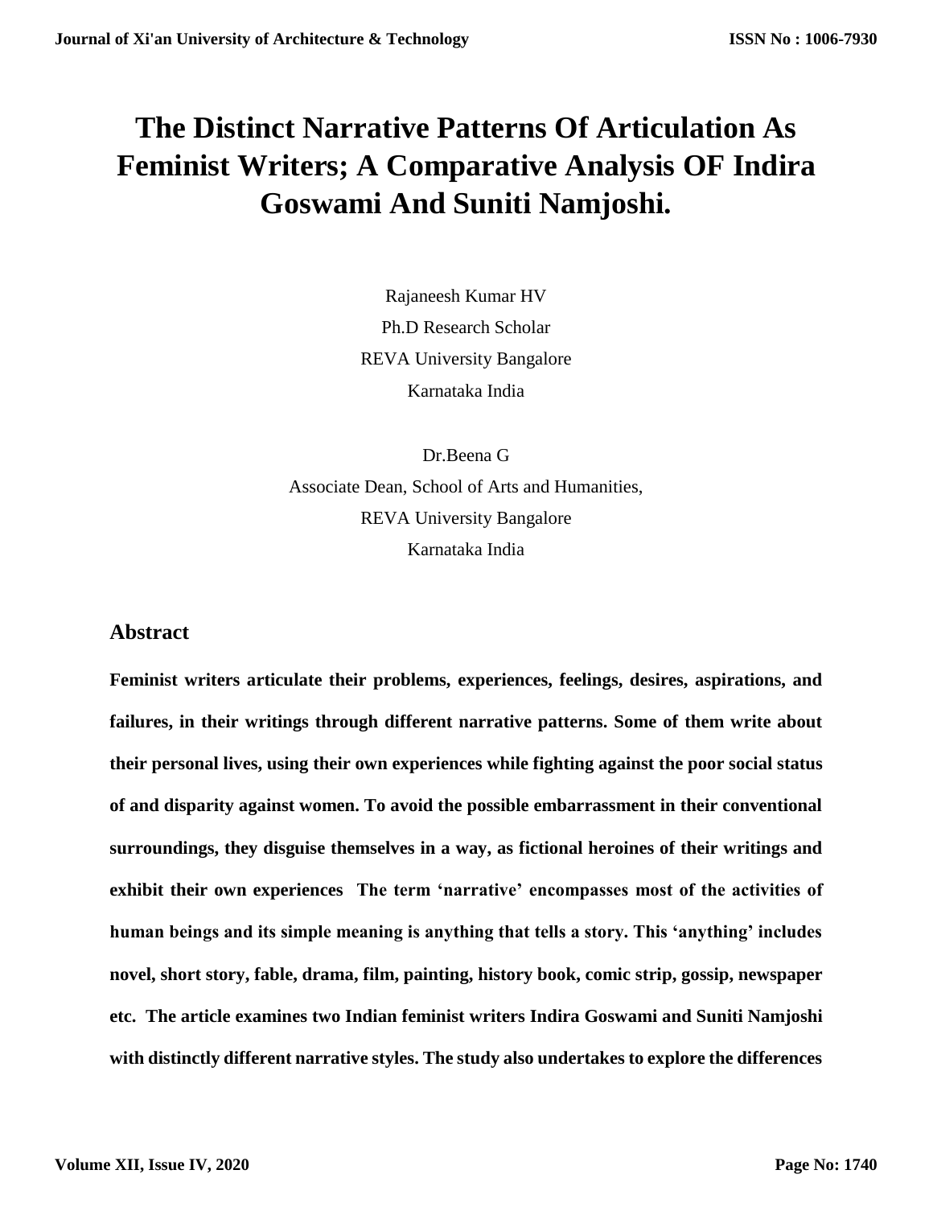# The Distinct Narrative Patterns Of Articulation As Feminist Writers; A Comparative Analysis OF Indira Goswami And Suniti Namjoshi.

Rajaneesh Kumar HV
Ph.D Research Scholar
REVA University Bangalore
Karnataka India

Dr.Beena G
Associate Dean, School of Arts and Humanities,
REVA University Bangalore
Karnataka India

## Abstract

**Feminist writers articulate their problems, experiences, feelings, desires, aspirations, and failures, in their writings through different narrative patterns. Some of them write about their personal lives, using their own experiences while fighting against the poor social status of and disparity against women. To avoid the possible embarrassment in their conventional surroundings, they disguise themselves in a way, as fictional heroines of their writings and exhibit their own experiences The term 'narrative' encompasses most of the activities of human beings and its simple meaning is anything that tells a story. This 'anything' includes novel, short story, fable, drama, film, painting, history book, comic strip, gossip, newspaper etc. The article examines two Indian feminist writers Indira Goswami and Suniti Namjoshi with distinctly different narrative styles. The study also undertakes to explore the differences**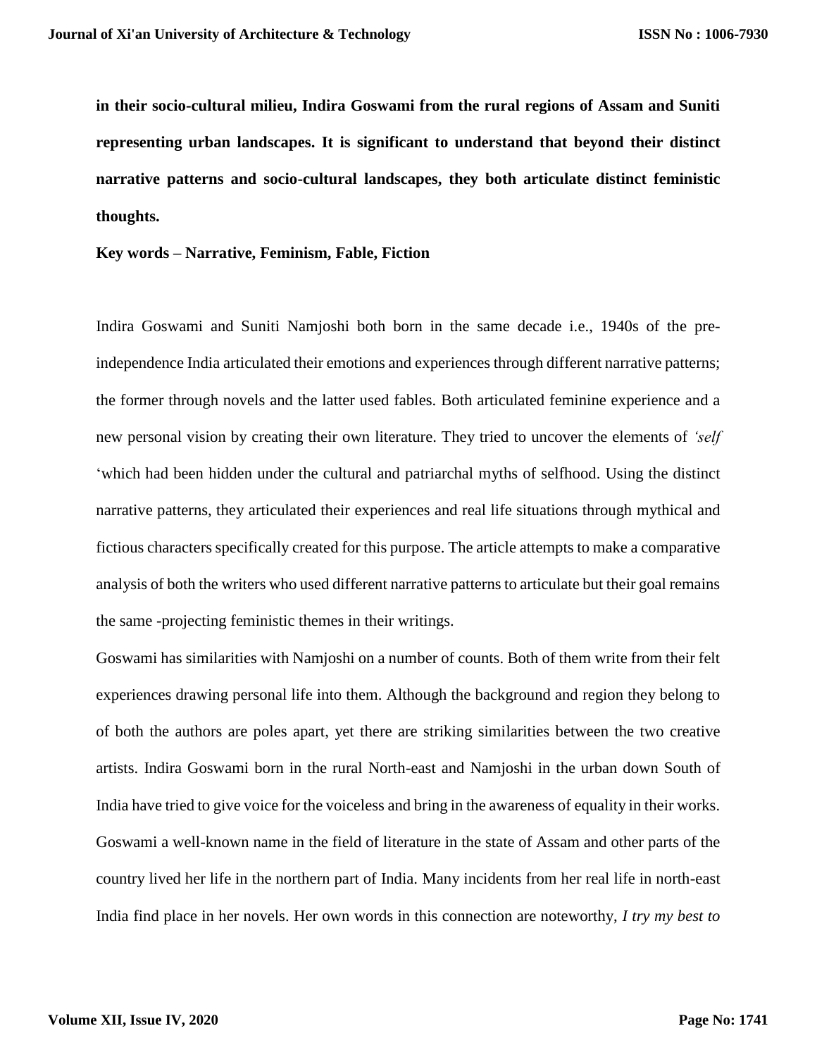**in their socio-cultural milieu, Indira Goswami from the rural regions of Assam and Suniti representing urban landscapes. It is significant to understand that beyond their distinct narrative patterns and socio-cultural landscapes, they both articulate distinct feministic thoughts.**

**Key words – Narrative, Feminism, Fable, Fiction**

Indira Goswami and Suniti Namjoshi both born in the same decade i.e., 1940s of the pre-independence India articulated their emotions and experiences through different narrative patterns; the former through novels and the latter used fables. Both articulated feminine experience and a new personal vision by creating their own literature. They tried to uncover the elements of *'self* 'which had been hidden under the cultural and patriarchal myths of selfhood. Using the distinct narrative patterns, they articulated their experiences and real life situations through mythical and fictious characters specifically created for this purpose. The article attempts to make a comparative analysis of both the writers who used different narrative patterns to articulate but their goal remains the same -projecting feministic themes in their writings.

Goswami has similarities with Namjoshi on a number of counts. Both of them write from their felt experiences drawing personal life into them. Although the background and region they belong to of both the authors are poles apart, yet there are striking similarities between the two creative artists. Indira Goswami born in the rural North-east and Namjoshi in the urban down South of India have tried to give voice for the voiceless and bring in the awareness of equality in their works. Goswami a well-known name in the field of literature in the state of Assam and other parts of the country lived her life in the northern part of India. Many incidents from her real life in north-east India find place in her novels. Her own words in this connection are noteworthy, *I try my best to*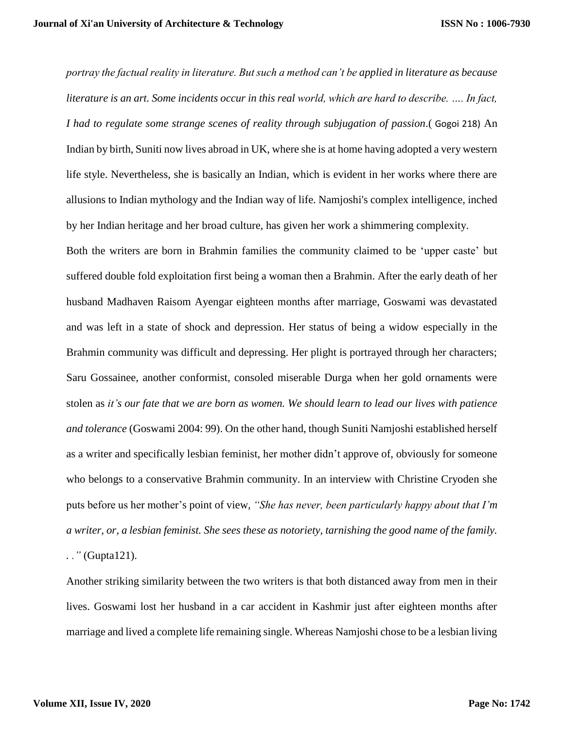*portray the factual reality in literature. But such a method can't be applied in literature as because literature is an art. Some incidents occur in this real world, which are hard to describe. …. In fact, I had to regulate some strange scenes of reality through subjugation of passion*.( Gogoi 218) An Indian by birth, Suniti now lives abroad in UK, where she is at home having adopted a very western life style. Nevertheless, she is basically an Indian, which is evident in her works where there are allusions to Indian mythology and the Indian way of life. Namjoshi's complex intelligence, inched by her Indian heritage and her broad culture, has given her work a shimmering complexity.

Both the writers are born in Brahmin families the community claimed to be 'upper caste' but suffered double fold exploitation first being a woman then a Brahmin. After the early death of her husband Madhaven Raisom Ayengar eighteen months after marriage, Goswami was devastated and was left in a state of shock and depression. Her status of being a widow especially in the Brahmin community was difficult and depressing. Her plight is portrayed through her characters; Saru Gossainee, another conformist, consoled miserable Durga when her gold ornaments were stolen as *it's our fate that we are born as women. We should learn to lead our lives with patience and tolerance* (Goswami 2004: 99). On the other hand, though Suniti Namjoshi established herself as a writer and specifically lesbian feminist, her mother didn't approve of, obviously for someone who belongs to a conservative Brahmin community. In an interview with Christine Cryoden she puts before us her mother's point of view, *"She has never, been particularly happy about that I'm a writer, or, a lesbian feminist. She sees these as notoriety, tarnishing the good name of the family. . ."* (Gupta121).

Another striking similarity between the two writers is that both distanced away from men in their lives. Goswami lost her husband in a car accident in Kashmir just after eighteen months after marriage and lived a complete life remaining single. Whereas Namjoshi chose to be a lesbian living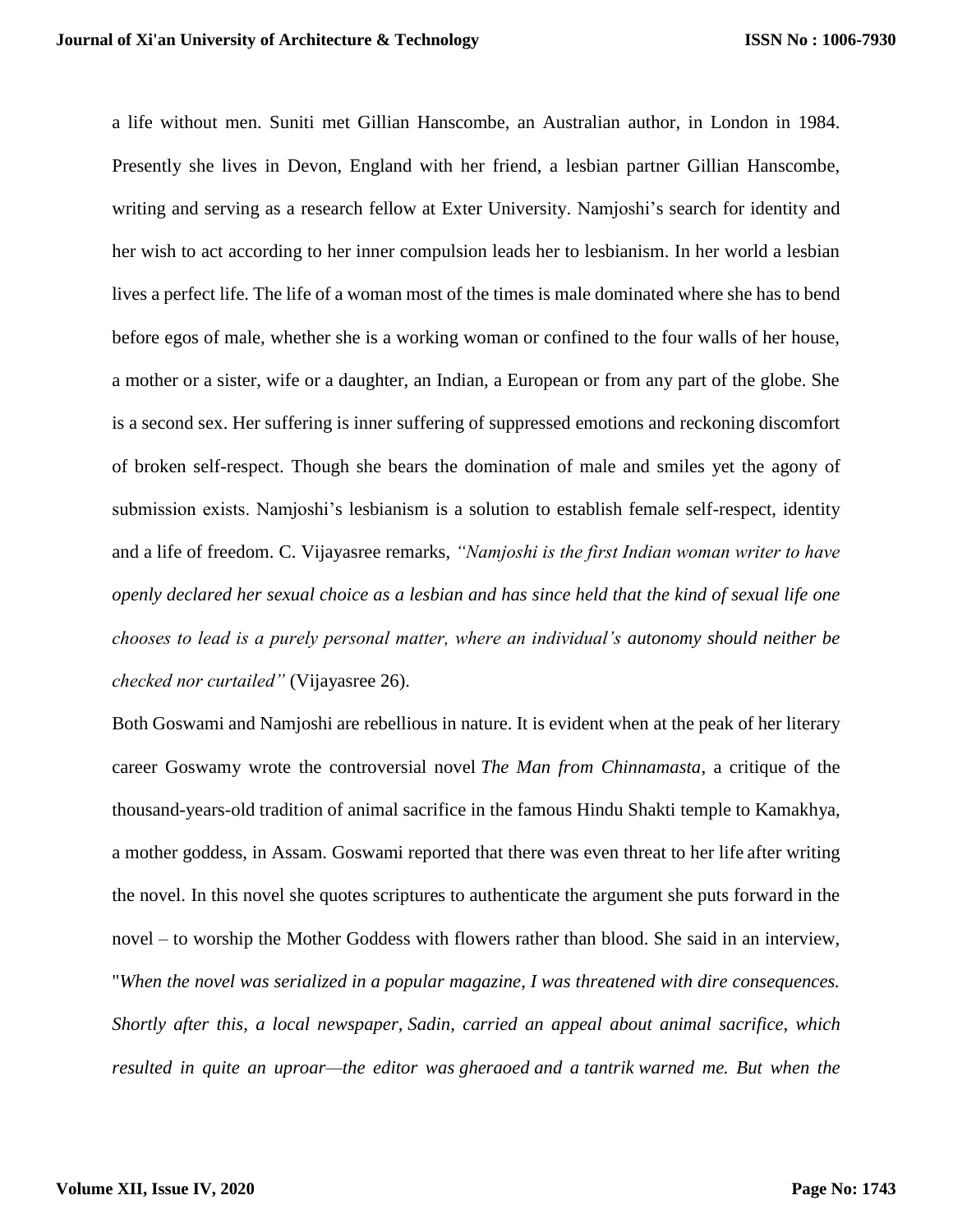a life without men. Suniti met Gillian Hanscombe, an Australian author, in London in 1984. Presently she lives in Devon, England with her friend, a lesbian partner Gillian Hanscombe, writing and serving as a research fellow at Exter University. Namjoshi's search for identity and her wish to act according to her inner compulsion leads her to lesbianism. In her world a lesbian lives a perfect life. The life of a woman most of the times is male dominated where she has to bend before egos of male, whether she is a working woman or confined to the four walls of her house, a mother or a sister, wife or a daughter, an Indian, a European or from any part of the globe. She is a second sex. Her suffering is inner suffering of suppressed emotions and reckoning discomfort of broken self-respect. Though she bears the domination of male and smiles yet the agony of submission exists. Namjoshi's lesbianism is a solution to establish female self-respect, identity and a life of freedom. C. Vijayasree remarks, *"Namjoshi is the first Indian woman writer to have openly declared her sexual choice as a lesbian and has since held that the kind of sexual life one chooses to lead is a purely personal matter, where an individual's autonomy should neither be checked nor curtailed"* (Vijayasree 26).

Both Goswami and Namjoshi are rebellious in nature. It is evident when at the peak of her literary career Goswamy wrote the controversial novel *The Man from Chinnamasta*, a critique of the thousand-years-old tradition of animal sacrifice in the famous Hindu Shakti temple to Kamakhya, a mother goddess, in Assam. Goswami reported that there was even threat to her life after writing the novel. In this novel she quotes scriptures to authenticate the argument she puts forward in the novel – to worship the Mother Goddess with flowers rather than blood. She said in an interview, "*When the novel was serialized in a popular magazine, I was threatened with dire consequences. Shortly after this, a local newspaper, Sadin, carried an appeal about animal sacrifice, which resulted in quite an uproar—the editor was gheraoed and a tantrik warned me. But when the*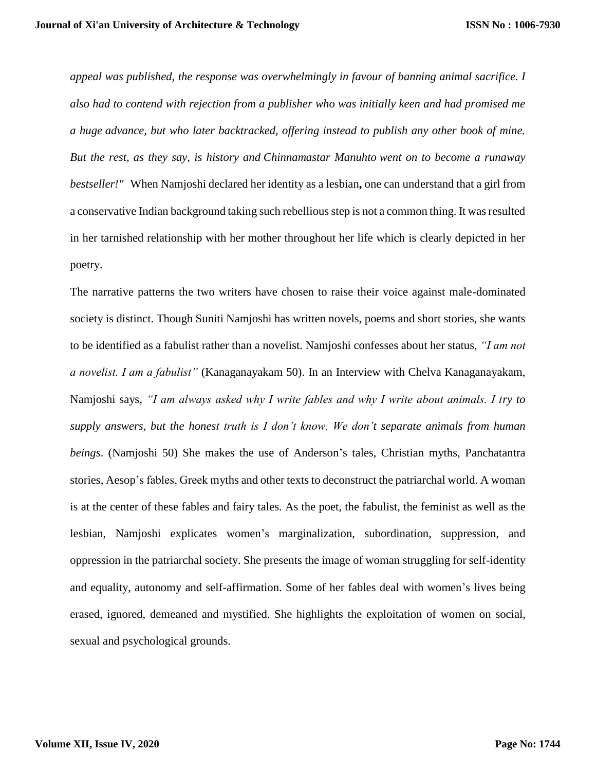*appeal was published, the response was overwhelmingly in favour of banning animal sacrifice. I also had to contend with rejection from a publisher who was initially keen and had promised me a huge advance, but who later backtracked, offering instead to publish any other book of mine. But the rest, as they say, is history and Chinnamastar Manuhto went on to become a runaway bestseller!"* When Namjoshi declared her identity as a lesbian**,** one can understand that a girl from a conservative Indian background taking such rebellious step is not a common thing. It was resulted in her tarnished relationship with her mother throughout her life which is clearly depicted in her poetry.

The narrative patterns the two writers have chosen to raise their voice against male-dominated society is distinct. Though Suniti Namjoshi has written novels, poems and short stories, she wants to be identified as a fabulist rather than a novelist. Namjoshi confesses about her status, *"I am not a novelist. I am a fabulist"* (Kanaganayakam 50). In an Interview with Chelva Kanaganayakam, Namjoshi says, *"I am always asked why I write fables and why I write about animals. I try to supply answers, but the honest truth is I don't know. We don't separate animals from human beings*. (Namjoshi 50) She makes the use of Anderson's tales, Christian myths, Panchatantra stories, Aesop's fables, Greek myths and other texts to deconstruct the patriarchal world. A woman is at the center of these fables and fairy tales. As the poet, the fabulist, the feminist as well as the lesbian, Namjoshi explicates women's marginalization, subordination, suppression, and oppression in the patriarchal society. She presents the image of woman struggling for self-identity and equality, autonomy and self-affirmation. Some of her fables deal with women's lives being erased, ignored, demeaned and mystified. She highlights the exploitation of women on social, sexual and psychological grounds.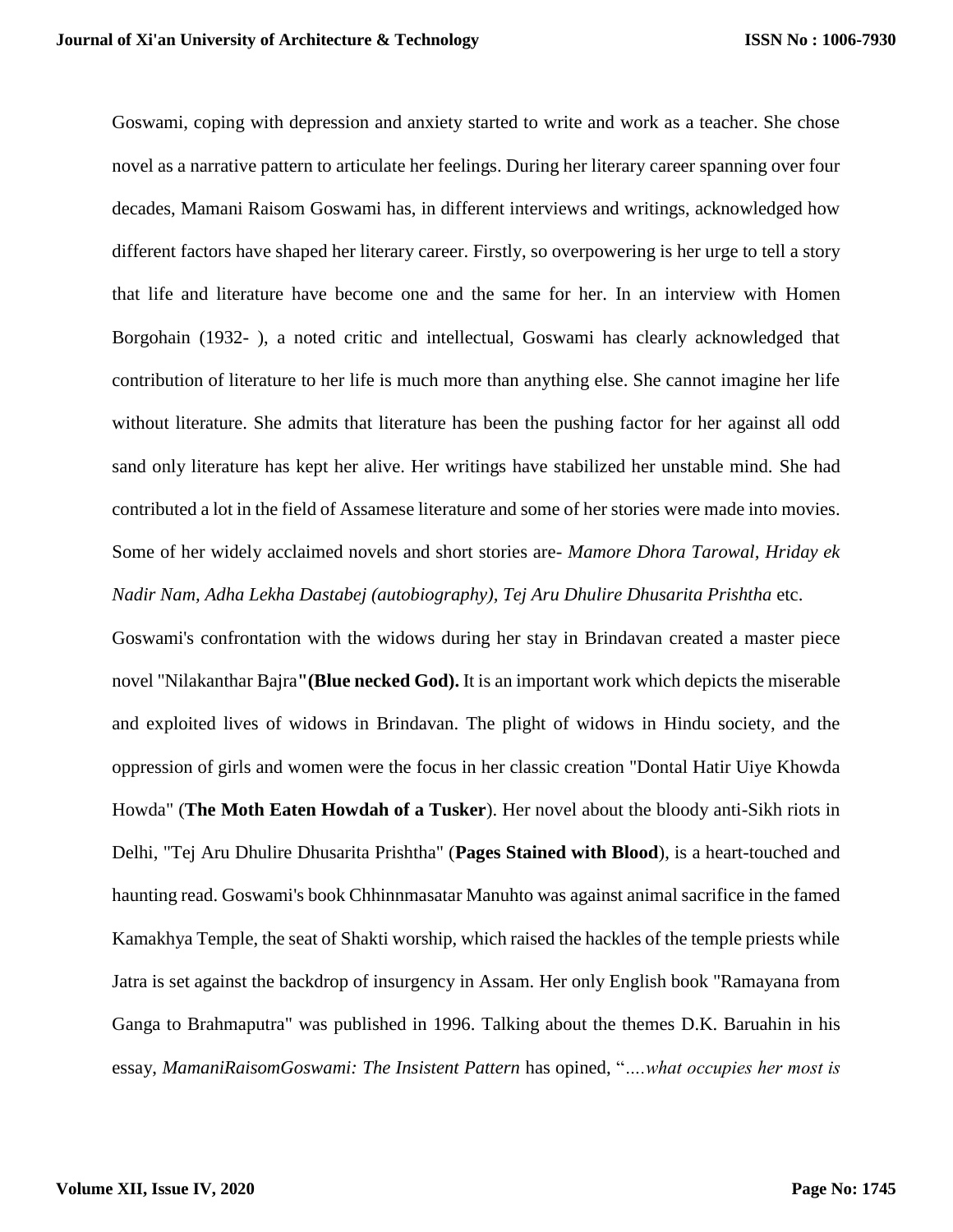Goswami, coping with depression and anxiety started to write and work as a teacher. She chose novel as a narrative pattern to articulate her feelings. During her literary career spanning over four decades, Mamani Raisom Goswami has, in different interviews and writings, acknowledged how different factors have shaped her literary career. Firstly, so overpowering is her urge to tell a story that life and literature have become one and the same for her. In an interview with Homen Borgohain (1932- ), a noted critic and intellectual, Goswami has clearly acknowledged that contribution of literature to her life is much more than anything else. She cannot imagine her life without literature. She admits that literature has been the pushing factor for her against all odd sand only literature has kept her alive. Her writings have stabilized her unstable mind. She had contributed a lot in the field of Assamese literature and some of her stories were made into movies. Some of her widely acclaimed novels and short stories are- *Mamore Dhora Tarowal, Hriday ek Nadir Nam, Adha Lekha Dastabej (autobiography), Tej Aru Dhulire Dhusarita Prishtha* etc.

Goswami's confrontation with the widows during her stay in Brindavan created a master piece novel "Nilakanthar Bajra**"(Blue necked God).** It is an important work which depicts the miserable and exploited lives of widows in Brindavan. The plight of widows in Hindu society, and the oppression of girls and women were the focus in her classic creation "Dontal Hatir Uiye Khowda Howda" (**The Moth Eaten Howdah of a Tusker**). Her novel about the bloody anti-Sikh riots in Delhi, "Tej Aru Dhulire Dhusarita Prishtha" (**Pages Stained with Blood**), is a heart-touched and haunting read. Goswami's book Chhinnmasatar Manuhto was against animal sacrifice in the famed Kamakhya Temple, the seat of Shakti worship, which raised the hackles of the temple priests while Jatra is set against the backdrop of insurgency in Assam. Her only English book "Ramayana from Ganga to Brahmaputra" was published in 1996. Talking about the themes D.K. Baruahin in his essay, *MamaniRaisomGoswami: The Insistent Pattern* has opined, "*....what occupies her most is*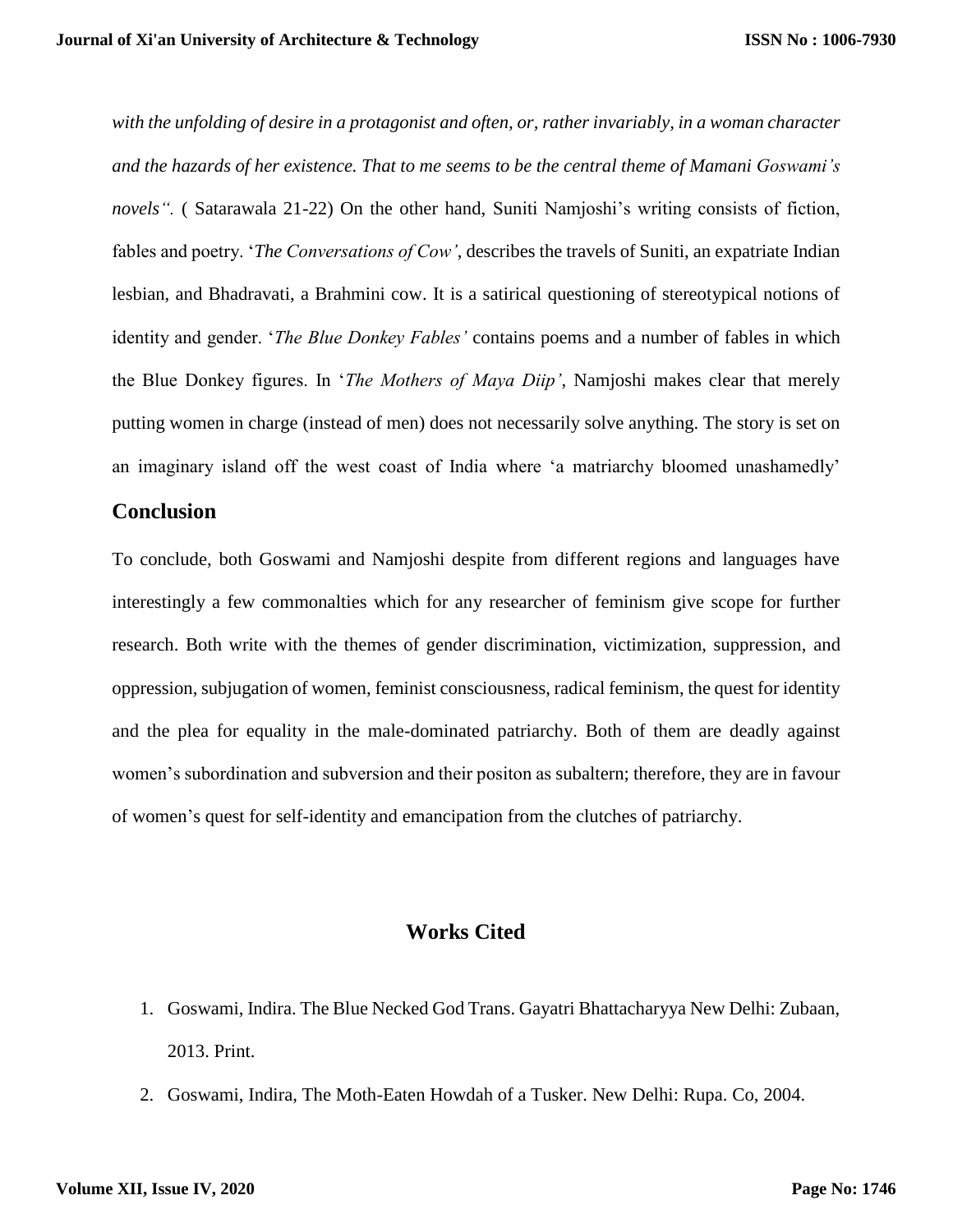*with the unfolding of desire in a protagonist and often, or, rather invariably, in a woman character and the hazards of her existence. That to me seems to be the central theme of Mamani Goswami's novels".* ( Satarawala 21-22) On the other hand, Suniti Namjoshi's writing consists of fiction, fables and poetry. '*The Conversations of Cow'*, describes the travels of Suniti, an expatriate Indian lesbian, and Bhadravati, a Brahmini cow. It is a satirical questioning of stereotypical notions of identity and gender. '*The Blue Donkey Fables'* contains poems and a number of fables in which the Blue Donkey figures. In '*The Mothers of Maya Diip'*, Namjoshi makes clear that merely putting women in charge (instead of men) does not necessarily solve anything. The story is set on an imaginary island off the west coast of India where 'a matriarchy bloomed unashamedly'

## Conclusion

To conclude, both Goswami and Namjoshi despite from different regions and languages have interestingly a few commonalties which for any researcher of feminism give scope for further research. Both write with the themes of gender discrimination, victimization, suppression, and oppression, subjugation of women, feminist consciousness, radical feminism, the quest for identity and the plea for equality in the male-dominated patriarchy. Both of them are deadly against women's subordination and subversion and their positon as subaltern; therefore, they are in favour of women's quest for self-identity and emancipation from the clutches of patriarchy.

## Works Cited

1. Goswami, Indira. The Blue Necked God Trans. Gayatri Bhattacharyya New Delhi: Zubaan, 2013. Print.
2. Goswami, Indira, The Moth-Eaten Howdah of a Tusker. New Delhi: Rupa. Co, 2004.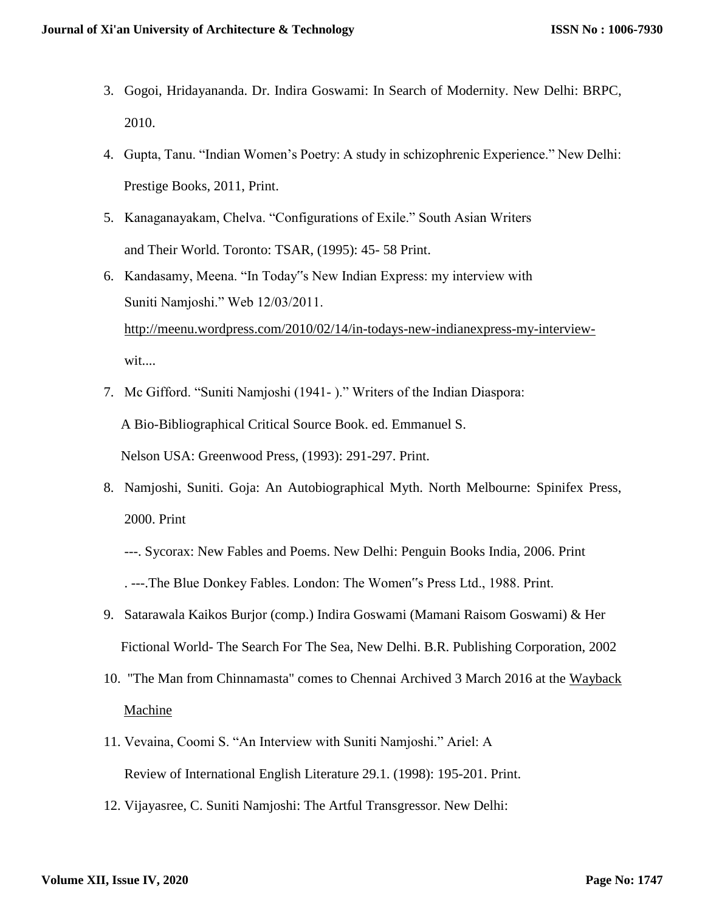3. Gogoi, Hridayananda. Dr. Indira Goswami: In Search of Modernity. New Delhi: BRPC, 2010.
4. Gupta, Tanu. "Indian Women's Poetry: A study in schizophrenic Experience." New Delhi: Prestige Books, 2011, Print.
5. Kanaganayakam, Chelva. "Configurations of Exile." South Asian Writers and Their World. Toronto: TSAR, (1995): 45- 58 Print.
6. Kandasamy, Meena. "In Today‟s New Indian Express: my interview with Suniti Namjoshi." Web 12/03/2011. [http://meenu.wordpress.com/2010/02/14/in-todays-new-indianexpress-my-interview-wit...](http://meenu.wordpress.com/2010/02/14/in-todays-new-indianexpress-my-interview-wit...)
7. Mc Gifford. "Suniti Namjoshi (1941- )." Writers of the Indian Diaspora: A Bio-Bibliographical Critical Source Book. ed. Emmanuel S. Nelson USA: Greenwood Press, (1993): 291-297. Print.
8. Namjoshi, Suniti. Goja: An Autobiographical Myth. North Melbourne: Spinifex Press, 2000. Print

   ---. Sycorax: New Fables and Poems. New Delhi: Penguin Books India, 2006. Print

   . ---.The Blue Donkey Fables. London: The Women‟s Press Ltd., 1988. Print.
9. Satarawala Kaikos Burjor (comp.) Indira Goswami (Mamani Raisom Goswami) & Her Fictional World- The Search For The Sea, New Delhi. B.R. Publishing Corporation, 2002
10. "The Man from Chinnamasta" comes to Chennai Archived 3 March 2016 at the Wayback Machine
11. Vevaina, Coomi S. "An Interview with Suniti Namjoshi." Ariel: A Review of International English Literature 29.1. (1998): 195-201. Print.
12. Vijayasree, C. Suniti Namjoshi: The Artful Transgressor. New Delhi: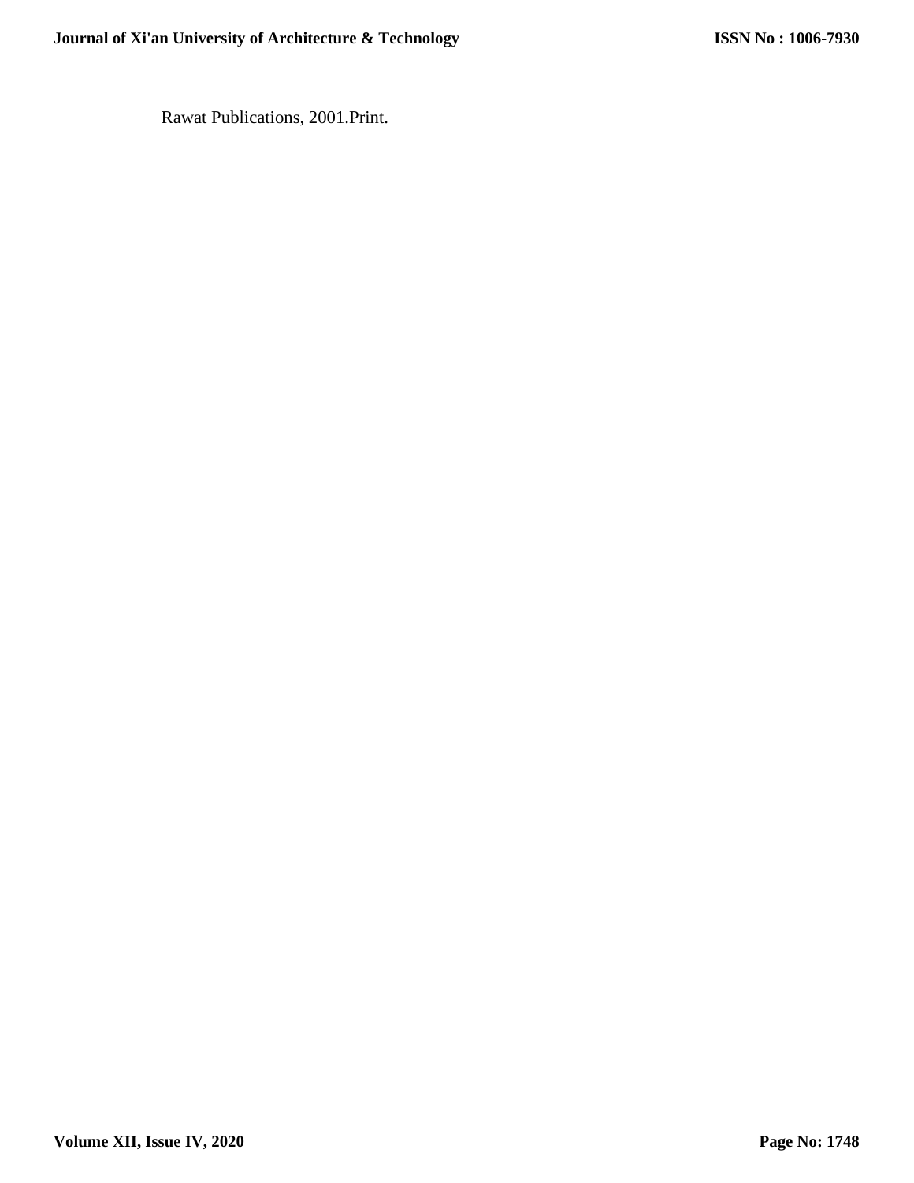Rawat Publications, 2001.Print.